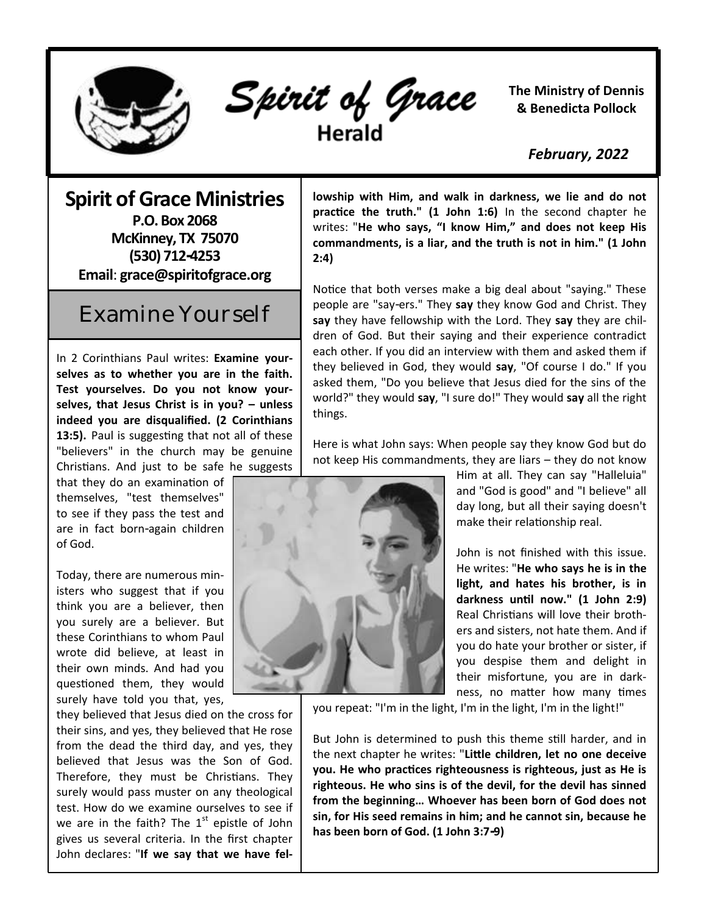# Spirit of Grace Herald

**The Ministry of Dennis & Benedicta Pollock**

*February, 2022*

## Spirit of Grace Ministries

**P.O. Box 2068**
**McKinney, TX 75070**
**(530) 712-4253**
**Email**: **grace@spiritofgrace.org**

## Examine Yourself

In 2 Corinthians Paul writes: **Examine yourselves as to whether you are in the faith. Test yourselves. Do you not know yourselves, that Jesus Christ is in you? – unless indeed you are disqualified. (2 Corinthians 13:5).** Paul is suggesting that not all of these "believers" in the church may be genuine Christians. And just to be safe he suggests that they do an examination of themselves, "test themselves" to see if they pass the test and are in fact born-again children of God.

Today, there are numerous ministers who suggest that if you think you are a believer, then you surely are a believer. But these Corinthians to whom Paul wrote did believe, at least in their own minds. And had you questioned them, they would surely have told you that, yes, they believed that Jesus died on the cross for their sins, and yes, they believed that He rose from the dead the third day, and yes, they believed that Jesus was the Son of God. Therefore, they must be Christians. They surely would pass muster on any theological test. How do we examine ourselves to see if we are in the faith? The 1st epistle of John gives us several criteria. In the first chapter John declares: "**If we say that we have fellowship with Him, and walk in darkness, we lie and do not practice the truth." (1 John 1:6)** In the second chapter he writes: "**He who says, "I know Him," and does not keep His commandments, is a liar, and the truth is not in him." (1 John 2:4)**

Notice that both verses make a big deal about "saying." These people are "say-ers." They **say** they know God and Christ. They **say** they have fellowship with the Lord. They **say** they are children of God. But their saying and their experience contradict each other. If you did an interview with them and asked them if they believed in God, they would **say**, "Of course I do." If you asked them, "Do you believe that Jesus died for the sins of the world?" they would **say**, "I sure do!" They would **say** all the right things.

Here is what John says: When people say they know God but do not keep His commandments, they are liars – they do not know Him at all. They can say "Halleluia" and "God is good" and "I believe" all day long, but all their saying doesn't make their relationship real.

John is not finished with this issue. He writes: "**He who says he is in the light, and hates his brother, is in darkness until now." (1 John 2:9)** Real Christians will love their brothers and sisters, not hate them. And if you do hate your brother or sister, if you despise them and delight in their misfortune, you are in darkness, no matter how many times you repeat: "I'm in the light, I'm in the light, I'm in the light!"

But John is determined to push this theme still harder, and in the next chapter he writes: "**Little children, let no one deceive you. He who practices righteousness is righteous, just as He is righteous. He who sins is of the devil, for the devil has sinned from the beginning… Whoever has been born of God does not sin, for His seed remains in him; and he cannot sin, because he has been born of God. (1 John 3:7-9)**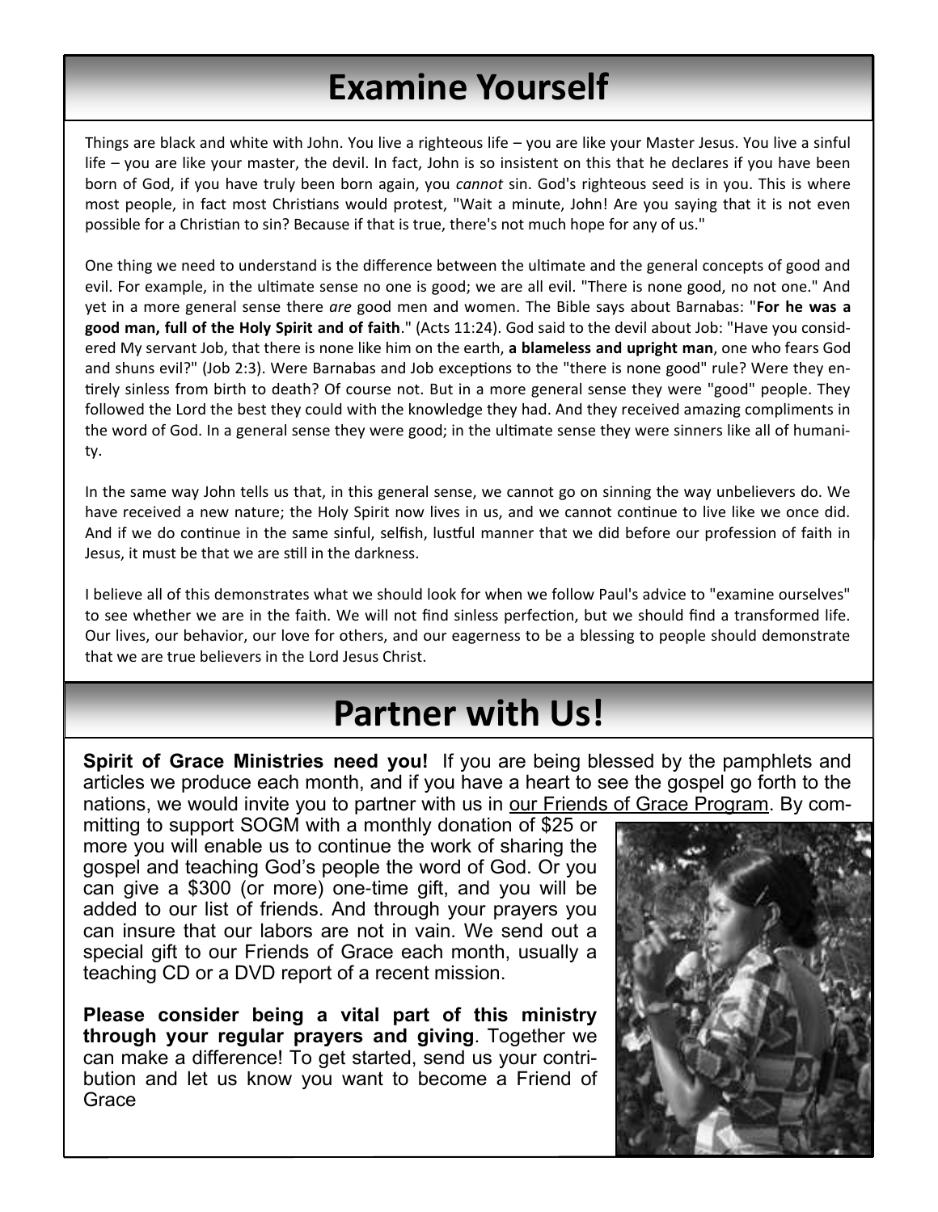# Examine Yourself

Things are black and white with John. You live a righteous life – you are like your Master Jesus. You live a sinful life – you are like your master, the devil. In fact, John is so insistent on this that he declares if you have been born of God, if you have truly been born again, you *cannot* sin. God's righteous seed is in you. This is where most people, in fact most Christians would protest, "Wait a minute, John! Are you saying that it is not even possible for a Christian to sin? Because if that is true, there's not much hope for any of us."

One thing we need to understand is the difference between the ultimate and the general concepts of good and evil. For example, in the ultimate sense no one is good; we are all evil. "There is none good, no not one." And yet in a more general sense there *are* good men and women. The Bible says about Barnabas: "**For he was a good man, full of the Holy Spirit and of faith**." (Acts 11:24). God said to the devil about Job: "Have you considered My servant Job, that there is none like him on the earth, **a blameless and upright man**, one who fears God and shuns evil?" (Job 2:3). Were Barnabas and Job exceptions to the "there is none good" rule? Were they entirely sinless from birth to death? Of course not. But in a more general sense they were "good" people. They followed the Lord the best they could with the knowledge they had. And they received amazing compliments in the word of God. In a general sense they were good; in the ultimate sense they were sinners like all of humanity.

In the same way John tells us that, in this general sense, we cannot go on sinning the way unbelievers do. We have received a new nature; the Holy Spirit now lives in us, and we cannot continue to live like we once did. And if we do continue in the same sinful, selfish, lustful manner that we did before our profession of faith in Jesus, it must be that we are still in the darkness.

I believe all of this demonstrates what we should look for when we follow Paul's advice to "examine ourselves" to see whether we are in the faith. We will not find sinless perfection, but we should find a transformed life. Our lives, our behavior, our love for others, and our eagerness to be a blessing to people should demonstrate that we are true believers in the Lord Jesus Christ.

# Partner with Us!

**Spirit of Grace Ministries need you!** If you are being blessed by the pamphlets and articles we produce each month, and if you have a heart to see the gospel go forth to the nations, we would invite you to partner with us in our Friends of Grace Program. By committing to support SOGM with a monthly donation of $25 or more you will enable us to continue the work of sharing the gospel and teaching God's people the word of God. Or you can give a $300 (or more) one-time gift, and you will be added to our list of friends. And through your prayers you can insure that our labors are not in vain. We send out a special gift to our Friends of Grace each month, usually a teaching CD or a DVD report of a recent mission.

**Please consider being a vital part of this ministry through your regular prayers and giving**. Together we can make a difference! To get started, send us your contribution and let us know you want to become a Friend of Grace